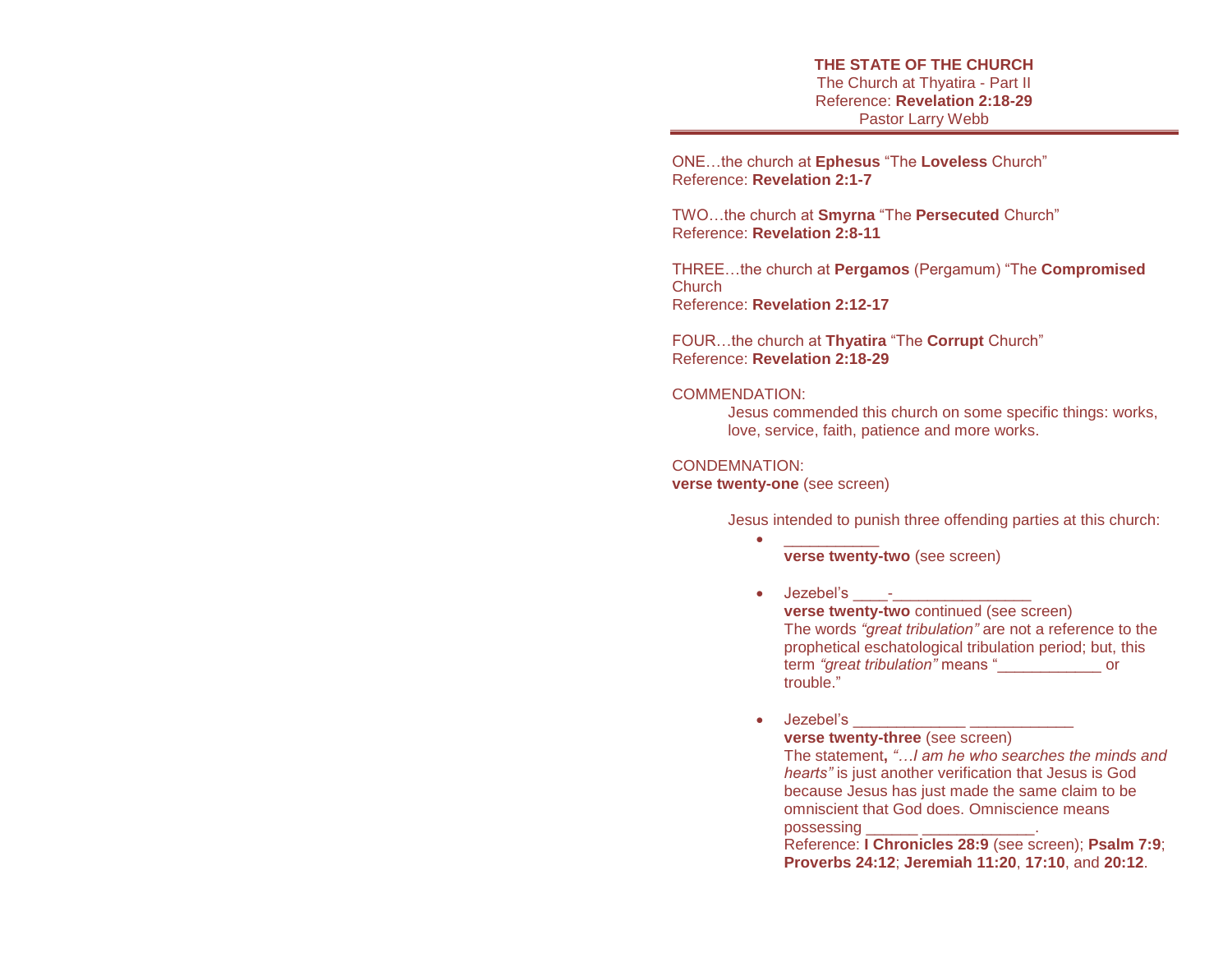**THE STATE OF THE CHURCH**
The Church at Thyatira - Part II
Reference: **Revelation 2:18-29**
Pastor Larry Webb

---

ONE…the church at **Ephesus** “The **Loveless** Church”
Reference: **Revelation 2:1-7**

TWO…the church at **Smyrna** “The **Persecuted** Church”
Reference: **Revelation 2:8-11**

THREE…the church at **Pergamos** (Pergamum) “The **Compromised** Church
Reference: **Revelation 2:12-17**

FOUR…the church at **Thyatira** “The **Corrupt** Church”
Reference: **Revelation 2:18-29**

COMMENDATION:

Jesus commended this church on some specific things: works, love, service, faith, patience and more works.

CONDEMNATION:
**verse twenty-one** (see screen)

Jesus intended to punish three offending parties at this church:

- ___________
  **verse twenty-two** (see screen)

- Jezebel’s ____-________________
  **verse twenty-two** continued (see screen)
  The words *“great tribulation”* are not a reference to the prophetical eschatological tribulation period; but, this term *“great tribulation”* means “____________ or trouble.”

- Jezebel’s _____________ ____________
  **verse twenty-three** (see screen)
  The statement**,** *“…I am he who searches the minds and hearts”* is just another verification that Jesus is God because Jesus has just made the same claim to be omniscient that God does. Omniscience means possessing ______ _____________.
  Reference: **I Chronicles 28:9** (see screen); **Psalm 7:9**; **Proverbs 24:12**; **Jeremiah 11:20**, **17:10**, and **20:12**.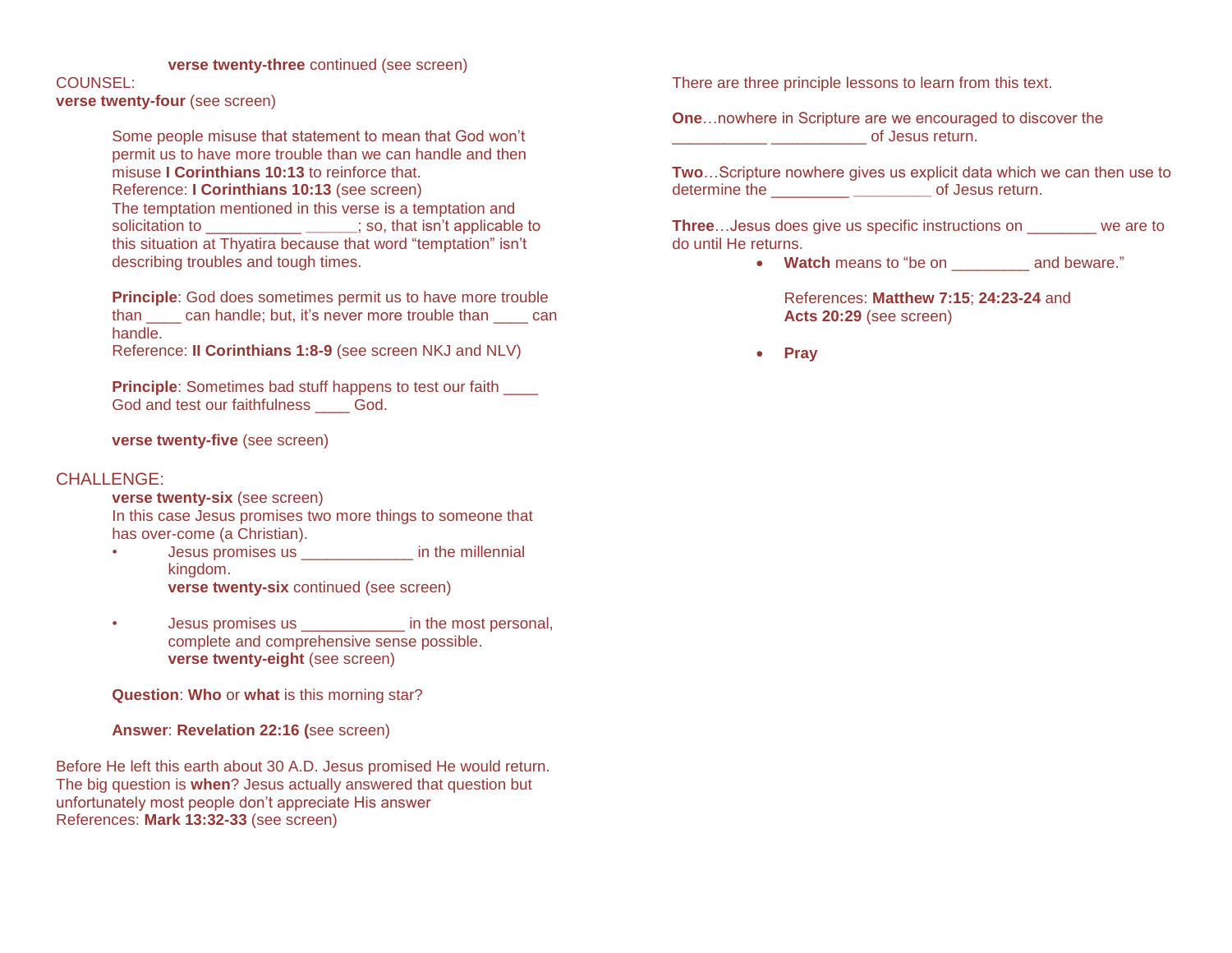**verse twenty-three** continued (see screen)

COUNSEL:

**verse twenty-four** (see screen)

Some people misuse that statement to mean that God won't permit us to have more trouble than we can handle and then misuse **I Corinthians 10:13** to reinforce that.
Reference: **I Corinthians 10:13** (see screen)
The temptation mentioned in this verse is a temptation and solicitation to ___________ ______; so, that isn't applicable to this situation at Thyatira because that word "temptation" isn't describing troubles and tough times.

**Principle**: God does sometimes permit us to have more trouble than ____ can handle; but, it's never more trouble than ____ can handle.
Reference: **II Corinthians 1:8-9** (see screen NKJ and NLV)

**Principle**: Sometimes bad stuff happens to test our faith ____ God and test our faithfulness ____ God.

**verse twenty-five** (see screen)

CHALLENGE:

**verse twenty-six** (see screen)
In this case Jesus promises two more things to someone that has over-come (a Christian).

- Jesus promises us _____________ in the millennial kingdom.
  **verse twenty-six** continued (see screen)

- Jesus promises us ____________ in the most personal, complete and comprehensive sense possible.
  **verse twenty-eight** (see screen)

**Question**: **Who** or **what** is this morning star?

**Answer**: **Revelation 22:16 (**see screen)

Before He left this earth about 30 A.D. Jesus promised He would return. The big question is **when**? Jesus actually answered that question but unfortunately most people don't appreciate His answer
References: **Mark 13:32-33** (see screen)

There are three principle lessons to learn from this text.

**One**…nowhere in Scripture are we encouraged to discover the ___________ ___________ of Jesus return.

**Two**…Scripture nowhere gives us explicit data which we can then use to determine the _________ _________ of Jesus return.

**Three**…Jesus does give us specific instructions on ________ we are to do until He returns.

- **Watch** means to "be on _________ and beware."

  References: **Matthew 7:15**; **24:23-24** and **Acts 20:29** (see screen)

- **Pray**